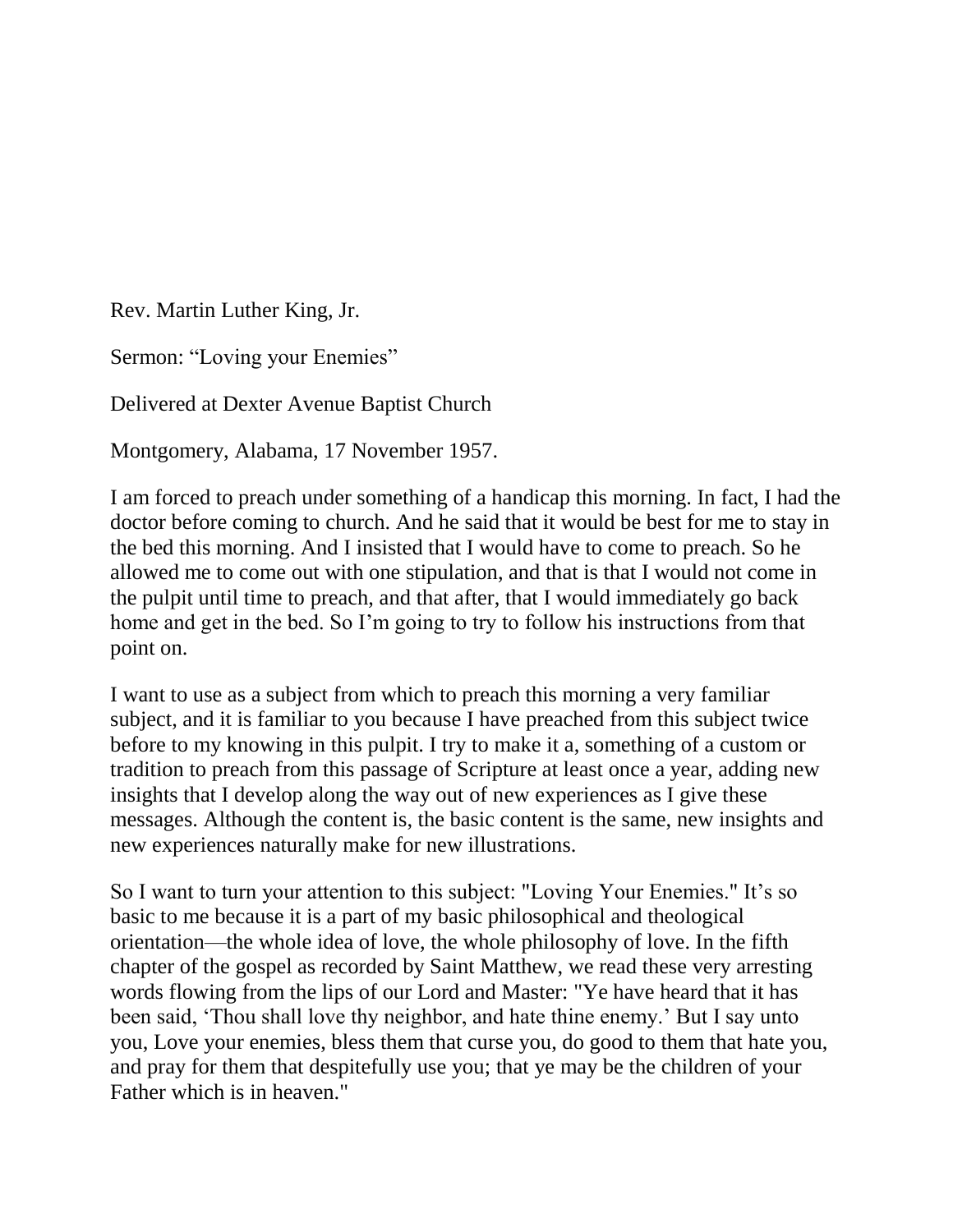Rev. Martin Luther King, Jr.

Sermon: “Loving your Enemies”

Delivered at Dexter Avenue Baptist Church

Montgomery, Alabama, 17 November 1957.

I am forced to preach under something of a handicap this morning. In fact, I had the doctor before coming to church. And he said that it would be best for me to stay in the bed this morning. And I insisted that I would have to come to preach. So he allowed me to come out with one stipulation, and that is that I would not come in the pulpit until time to preach, and that after, that I would immediately go back home and get in the bed. So I’m going to try to follow his instructions from that point on.

I want to use as a subject from which to preach this morning a very familiar subject, and it is familiar to you because I have preached from this subject twice before to my knowing in this pulpit. I try to make it a, something of a custom or tradition to preach from this passage of Scripture at least once a year, adding new insights that I develop along the way out of new experiences as I give these messages. Although the content is, the basic content is the same, new insights and new experiences naturally make for new illustrations.

So I want to turn your attention to this subject: "Loving Your Enemies." It’s so basic to me because it is a part of my basic philosophical and theological orientation—the whole idea of love, the whole philosophy of love. In the fifth chapter of the gospel as recorded by Saint Matthew, we read these very arresting words flowing from the lips of our Lord and Master: "Ye have heard that it has been said, ‘Thou shall love thy neighbor, and hate thine enemy.’ But I say unto you, Love your enemies, bless them that curse you, do good to them that hate you, and pray for them that despitefully use you; that ye may be the children of your Father which is in heaven."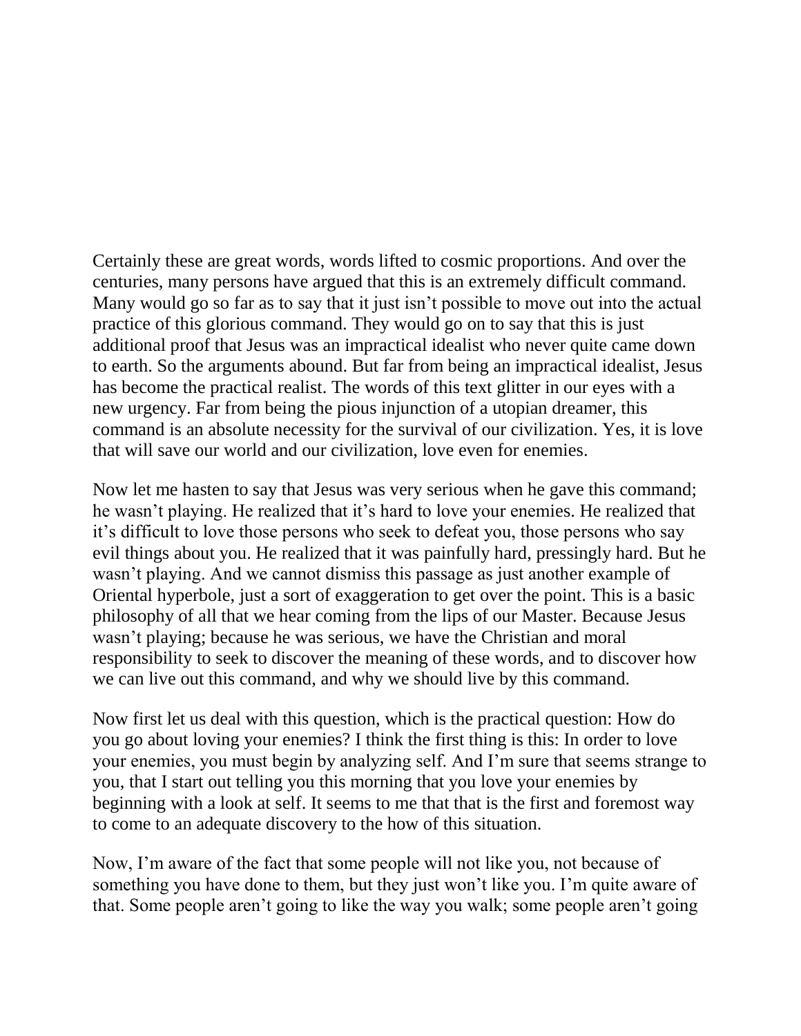Certainly these are great words, words lifted to cosmic proportions. And over the centuries, many persons have argued that this is an extremely difficult command. Many would go so far as to say that it just isn't possible to move out into the actual practice of this glorious command. They would go on to say that this is just additional proof that Jesus was an impractical idealist who never quite came down to earth. So the arguments abound. But far from being an impractical idealist, Jesus has become the practical realist. The words of this text glitter in our eyes with a new urgency. Far from being the pious injunction of a utopian dreamer, this command is an absolute necessity for the survival of our civilization. Yes, it is love that will save our world and our civilization, love even for enemies.

Now let me hasten to say that Jesus was very serious when he gave this command; he wasn't playing. He realized that it's hard to love your enemies. He realized that it's difficult to love those persons who seek to defeat you, those persons who say evil things about you. He realized that it was painfully hard, pressingly hard. But he wasn't playing. And we cannot dismiss this passage as just another example of Oriental hyperbole, just a sort of exaggeration to get over the point. This is a basic philosophy of all that we hear coming from the lips of our Master. Because Jesus wasn't playing; because he was serious, we have the Christian and moral responsibility to seek to discover the meaning of these words, and to discover how we can live out this command, and why we should live by this command.

Now first let us deal with this question, which is the practical question: How do you go about loving your enemies? I think the first thing is this: In order to love your enemies, you must begin by analyzing self. And I'm sure that seems strange to you, that I start out telling you this morning that you love your enemies by beginning with a look at self. It seems to me that that is the first and foremost way to come to an adequate discovery to the how of this situation.

Now, I'm aware of the fact that some people will not like you, not because of something you have done to them, but they just won't like you. I'm quite aware of that. Some people aren't going to like the way you walk; some people aren't going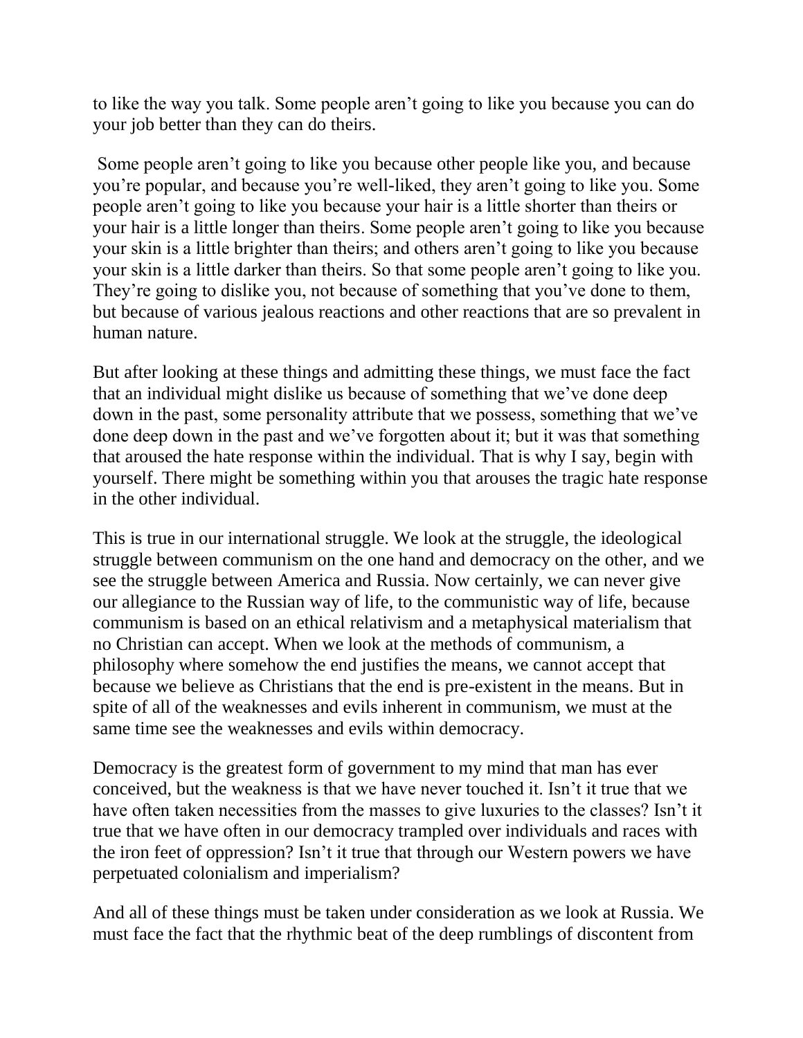to like the way you talk. Some people aren't going to like you because you can do your job better than they can do theirs.

Some people aren't going to like you because other people like you, and because you're popular, and because you're well-liked, they aren't going to like you. Some people aren't going to like you because your hair is a little shorter than theirs or your hair is a little longer than theirs. Some people aren't going to like you because your skin is a little brighter than theirs; and others aren't going to like you because your skin is a little darker than theirs. So that some people aren't going to like you. They're going to dislike you, not because of something that you've done to them, but because of various jealous reactions and other reactions that are so prevalent in human nature.

But after looking at these things and admitting these things, we must face the fact that an individual might dislike us because of something that we've done deep down in the past, some personality attribute that we possess, something that we've done deep down in the past and we've forgotten about it; but it was that something that aroused the hate response within the individual. That is why I say, begin with yourself. There might be something within you that arouses the tragic hate response in the other individual.

This is true in our international struggle. We look at the struggle, the ideological struggle between communism on the one hand and democracy on the other, and we see the struggle between America and Russia. Now certainly, we can never give our allegiance to the Russian way of life, to the communistic way of life, because communism is based on an ethical relativism and a metaphysical materialism that no Christian can accept. When we look at the methods of communism, a philosophy where somehow the end justifies the means, we cannot accept that because we believe as Christians that the end is pre-existent in the means. But in spite of all of the weaknesses and evils inherent in communism, we must at the same time see the weaknesses and evils within democracy.

Democracy is the greatest form of government to my mind that man has ever conceived, but the weakness is that we have never touched it. Isn't it true that we have often taken necessities from the masses to give luxuries to the classes? Isn't it true that we have often in our democracy trampled over individuals and races with the iron feet of oppression? Isn't it true that through our Western powers we have perpetuated colonialism and imperialism?

And all of these things must be taken under consideration as we look at Russia. We must face the fact that the rhythmic beat of the deep rumblings of discontent from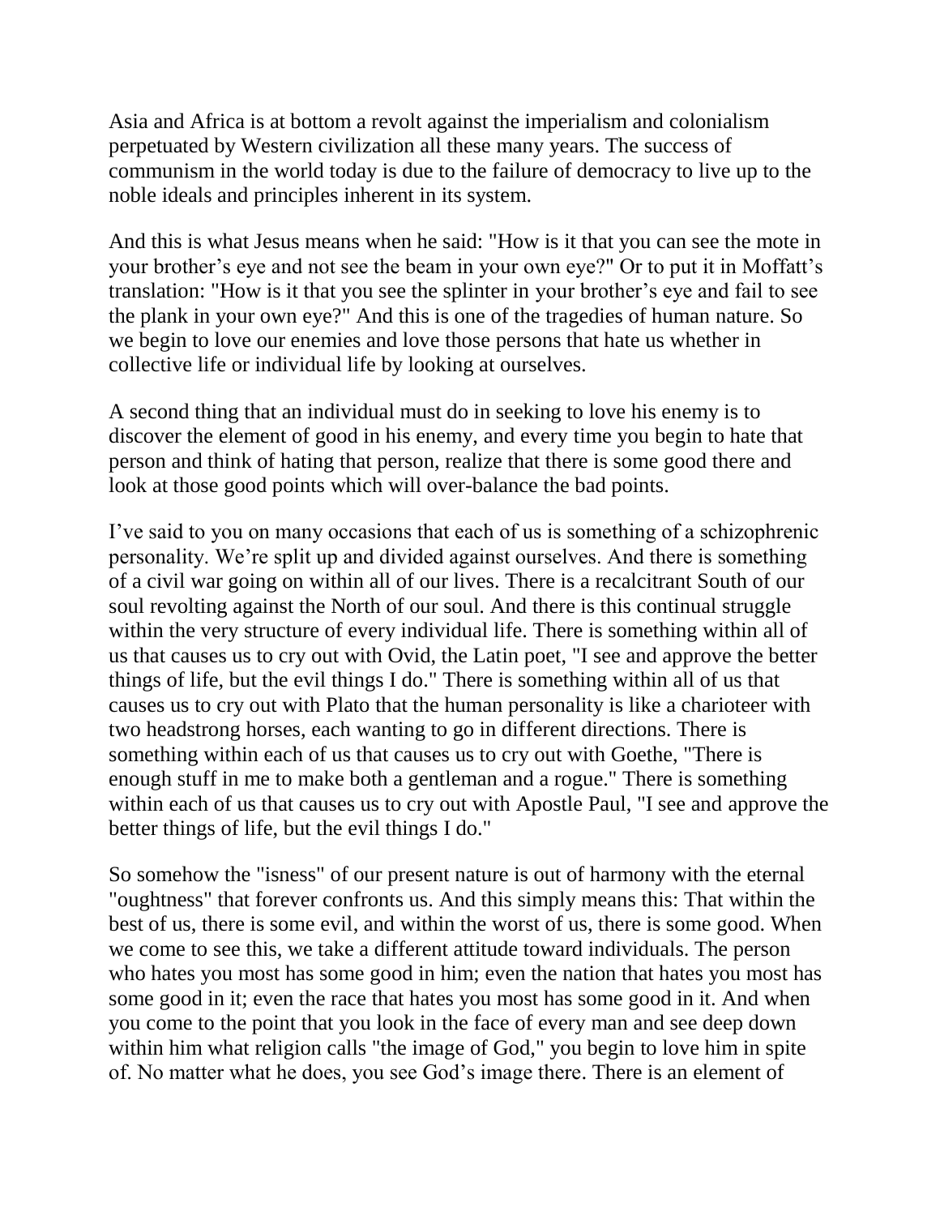Asia and Africa is at bottom a revolt against the imperialism and colonialism perpetuated by Western civilization all these many years. The success of communism in the world today is due to the failure of democracy to live up to the noble ideals and principles inherent in its system.

And this is what Jesus means when he said: "How is it that you can see the mote in your brother's eye and not see the beam in your own eye?" Or to put it in Moffatt's translation: "How is it that you see the splinter in your brother's eye and fail to see the plank in your own eye?" And this is one of the tragedies of human nature. So we begin to love our enemies and love those persons that hate us whether in collective life or individual life by looking at ourselves.

A second thing that an individual must do in seeking to love his enemy is to discover the element of good in his enemy, and every time you begin to hate that person and think of hating that person, realize that there is some good there and look at those good points which will over-balance the bad points.

I've said to you on many occasions that each of us is something of a schizophrenic personality. We're split up and divided against ourselves. And there is something of a civil war going on within all of our lives. There is a recalcitrant South of our soul revolting against the North of our soul. And there is this continual struggle within the very structure of every individual life. There is something within all of us that causes us to cry out with Ovid, the Latin poet, "I see and approve the better things of life, but the evil things I do." There is something within all of us that causes us to cry out with Plato that the human personality is like a charioteer with two headstrong horses, each wanting to go in different directions. There is something within each of us that causes us to cry out with Goethe, "There is enough stuff in me to make both a gentleman and a rogue." There is something within each of us that causes us to cry out with Apostle Paul, "I see and approve the better things of life, but the evil things I do."

So somehow the "isness" of our present nature is out of harmony with the eternal "oughtness" that forever confronts us. And this simply means this: That within the best of us, there is some evil, and within the worst of us, there is some good. When we come to see this, we take a different attitude toward individuals. The person who hates you most has some good in him; even the nation that hates you most has some good in it; even the race that hates you most has some good in it. And when you come to the point that you look in the face of every man and see deep down within him what religion calls "the image of God," you begin to love him in spite of. No matter what he does, you see God's image there. There is an element of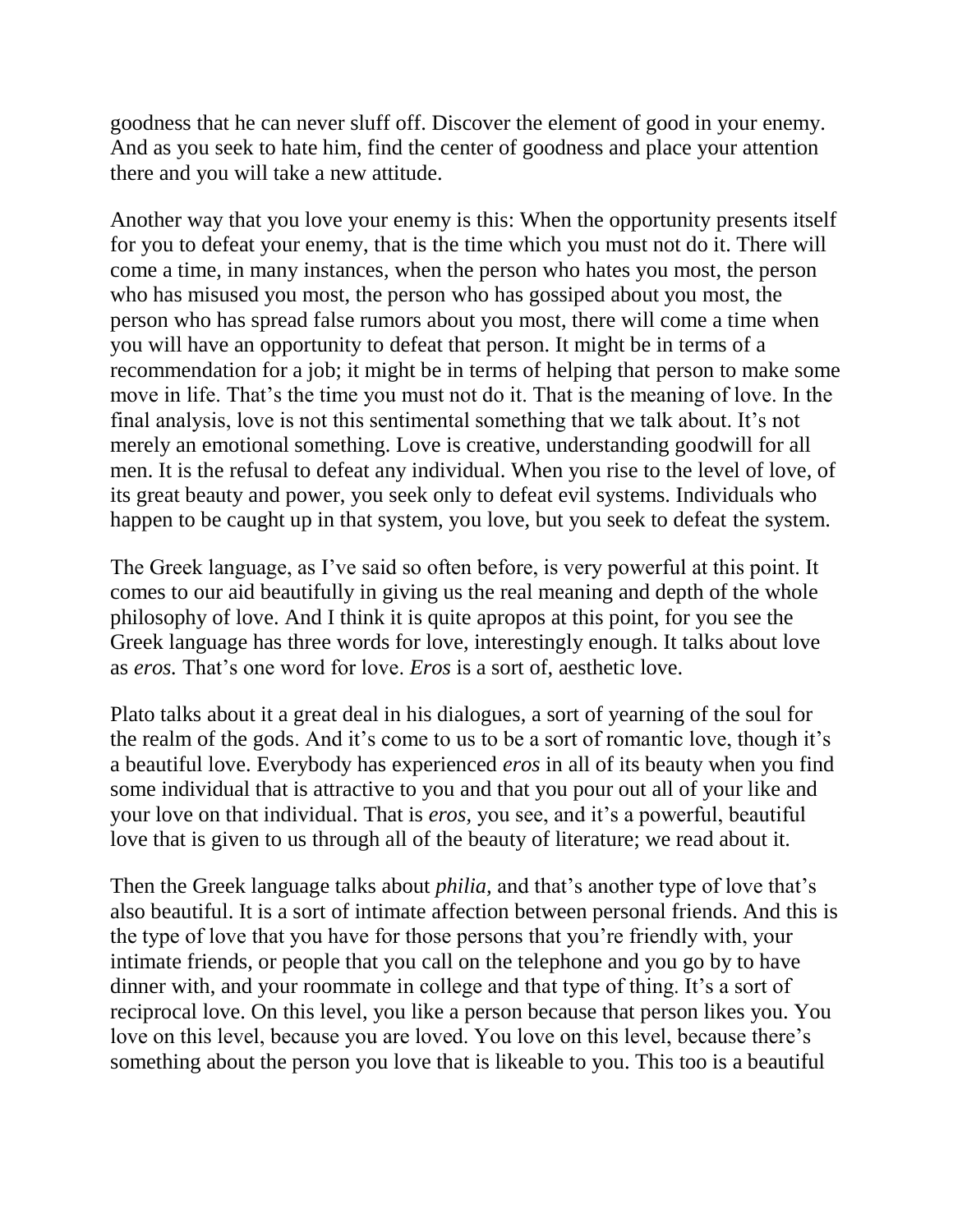goodness that he can never sluff off. Discover the element of good in your enemy. And as you seek to hate him, find the center of goodness and place your attention there and you will take a new attitude.

Another way that you love your enemy is this: When the opportunity presents itself for you to defeat your enemy, that is the time which you must not do it. There will come a time, in many instances, when the person who hates you most, the person who has misused you most, the person who has gossiped about you most, the person who has spread false rumors about you most, there will come a time when you will have an opportunity to defeat that person. It might be in terms of a recommendation for a job; it might be in terms of helping that person to make some move in life. That's the time you must not do it. That is the meaning of love. In the final analysis, love is not this sentimental something that we talk about. It's not merely an emotional something. Love is creative, understanding goodwill for all men. It is the refusal to defeat any individual. When you rise to the level of love, of its great beauty and power, you seek only to defeat evil systems. Individuals who happen to be caught up in that system, you love, but you seek to defeat the system.

The Greek language, as I've said so often before, is very powerful at this point. It comes to our aid beautifully in giving us the real meaning and depth of the whole philosophy of love. And I think it is quite apropos at this point, for you see the Greek language has three words for love, interestingly enough. It talks about love as *eros.* That's one word for love. *Eros* is a sort of, aesthetic love.

Plato talks about it a great deal in his dialogues, a sort of yearning of the soul for the realm of the gods. And it's come to us to be a sort of romantic love, though it's a beautiful love. Everybody has experienced *eros* in all of its beauty when you find some individual that is attractive to you and that you pour out all of your like and your love on that individual. That is *eros,* you see, and it's a powerful, beautiful love that is given to us through all of the beauty of literature; we read about it.

Then the Greek language talks about *philia,* and that's another type of love that's also beautiful. It is a sort of intimate affection between personal friends. And this is the type of love that you have for those persons that you're friendly with, your intimate friends, or people that you call on the telephone and you go by to have dinner with, and your roommate in college and that type of thing. It's a sort of reciprocal love. On this level, you like a person because that person likes you. You love on this level, because you are loved. You love on this level, because there's something about the person you love that is likeable to you. This too is a beautiful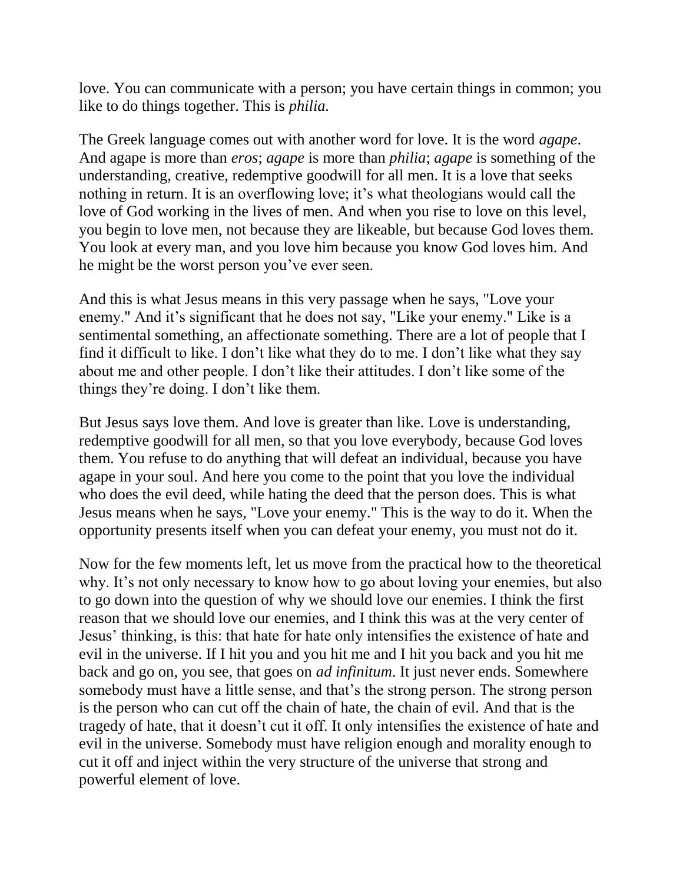love. You can communicate with a person; you have certain things in common; you like to do things together. This is *philia*.

The Greek language comes out with another word for love. It is the word *agape*. And agape is more than *eros*; *agape* is more than *philia*; *agape* is something of the understanding, creative, redemptive goodwill for all men. It is a love that seeks nothing in return. It is an overflowing love; it's what theologians would call the love of God working in the lives of men. And when you rise to love on this level, you begin to love men, not because they are likeable, but because God loves them. You look at every man, and you love him because you know God loves him. And he might be the worst person you've ever seen.

And this is what Jesus means in this very passage when he says, "Love your enemy." And it's significant that he does not say, "Like your enemy." Like is a sentimental something, an affectionate something. There are a lot of people that I find it difficult to like. I don't like what they do to me. I don't like what they say about me and other people. I don't like their attitudes. I don't like some of the things they're doing. I don't like them.

But Jesus says love them. And love is greater than like. Love is understanding, redemptive goodwill for all men, so that you love everybody, because God loves them. You refuse to do anything that will defeat an individual, because you have agape in your soul. And here you come to the point that you love the individual who does the evil deed, while hating the deed that the person does. This is what Jesus means when he says, "Love your enemy." This is the way to do it. When the opportunity presents itself when you can defeat your enemy, you must not do it.

Now for the few moments left, let us move from the practical how to the theoretical why. It's not only necessary to know how to go about loving your enemies, but also to go down into the question of why we should love our enemies. I think the first reason that we should love our enemies, and I think this was at the very center of Jesus' thinking, is this: that hate for hate only intensifies the existence of hate and evil in the universe. If I hit you and you hit me and I hit you back and you hit me back and go on, you see, that goes on *ad infinitum*. It just never ends. Somewhere somebody must have a little sense, and that's the strong person. The strong person is the person who can cut off the chain of hate, the chain of evil. And that is the tragedy of hate, that it doesn't cut it off. It only intensifies the existence of hate and evil in the universe. Somebody must have religion enough and morality enough to cut it off and inject within the very structure of the universe that strong and powerful element of love.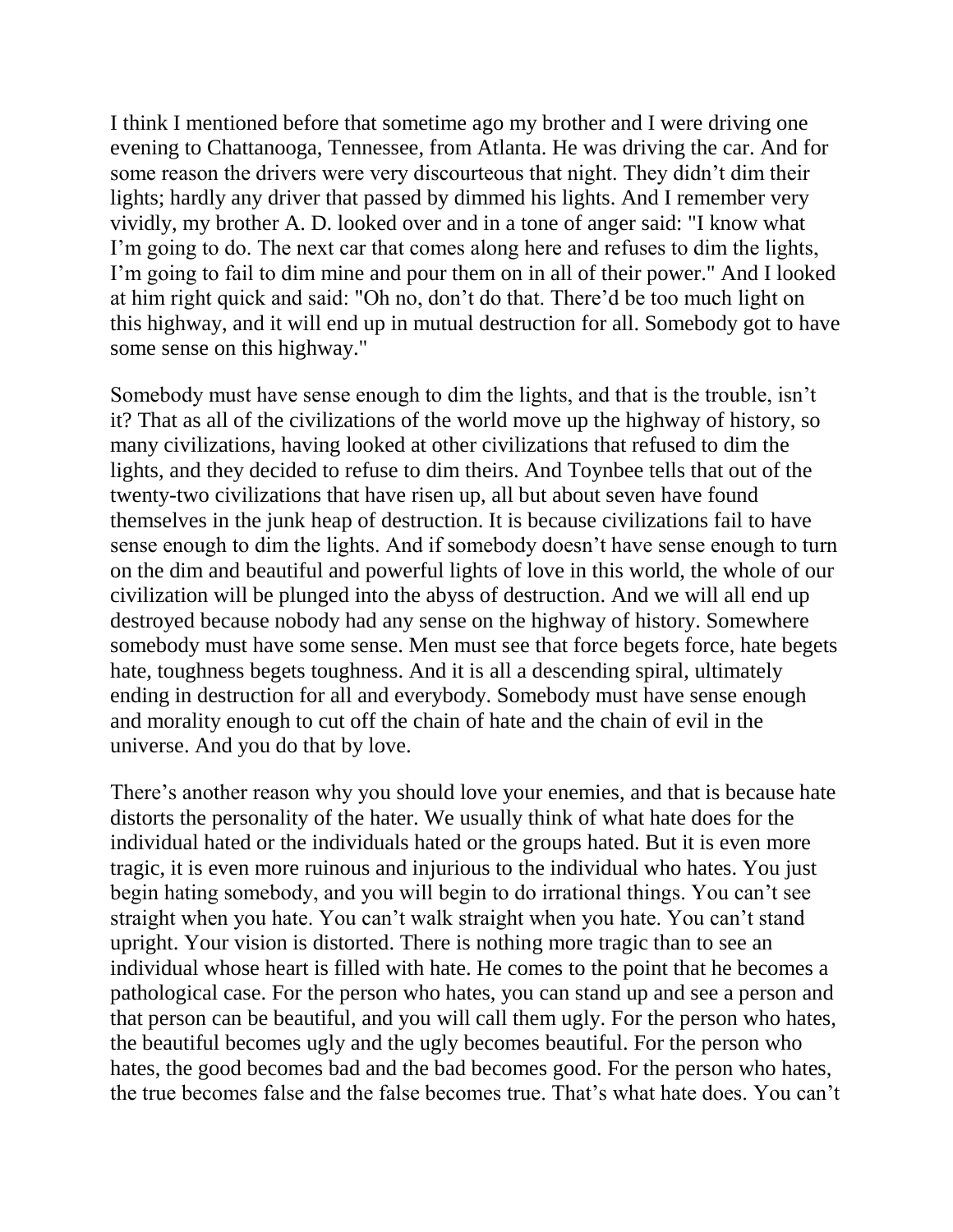I think I mentioned before that sometime ago my brother and I were driving one evening to Chattanooga, Tennessee, from Atlanta. He was driving the car. And for some reason the drivers were very discourteous that night. They didn't dim their lights; hardly any driver that passed by dimmed his lights. And I remember very vividly, my brother A. D. looked over and in a tone of anger said: "I know what I'm going to do. The next car that comes along here and refuses to dim the lights, I'm going to fail to dim mine and pour them on in all of their power." And I looked at him right quick and said: "Oh no, don't do that. There'd be too much light on this highway, and it will end up in mutual destruction for all. Somebody got to have some sense on this highway."

Somebody must have sense enough to dim the lights, and that is the trouble, isn't it? That as all of the civilizations of the world move up the highway of history, so many civilizations, having looked at other civilizations that refused to dim the lights, and they decided to refuse to dim theirs. And Toynbee tells that out of the twenty-two civilizations that have risen up, all but about seven have found themselves in the junk heap of destruction. It is because civilizations fail to have sense enough to dim the lights. And if somebody doesn't have sense enough to turn on the dim and beautiful and powerful lights of love in this world, the whole of our civilization will be plunged into the abyss of destruction. And we will all end up destroyed because nobody had any sense on the highway of history. Somewhere somebody must have some sense. Men must see that force begets force, hate begets hate, toughness begets toughness. And it is all a descending spiral, ultimately ending in destruction for all and everybody. Somebody must have sense enough and morality enough to cut off the chain of hate and the chain of evil in the universe. And you do that by love.

There's another reason why you should love your enemies, and that is because hate distorts the personality of the hater. We usually think of what hate does for the individual hated or the individuals hated or the groups hated. But it is even more tragic, it is even more ruinous and injurious to the individual who hates. You just begin hating somebody, and you will begin to do irrational things. You can't see straight when you hate. You can't walk straight when you hate. You can't stand upright. Your vision is distorted. There is nothing more tragic than to see an individual whose heart is filled with hate. He comes to the point that he becomes a pathological case. For the person who hates, you can stand up and see a person and that person can be beautiful, and you will call them ugly. For the person who hates, the beautiful becomes ugly and the ugly becomes beautiful. For the person who hates, the good becomes bad and the bad becomes good. For the person who hates, the true becomes false and the false becomes true. That's what hate does. You can't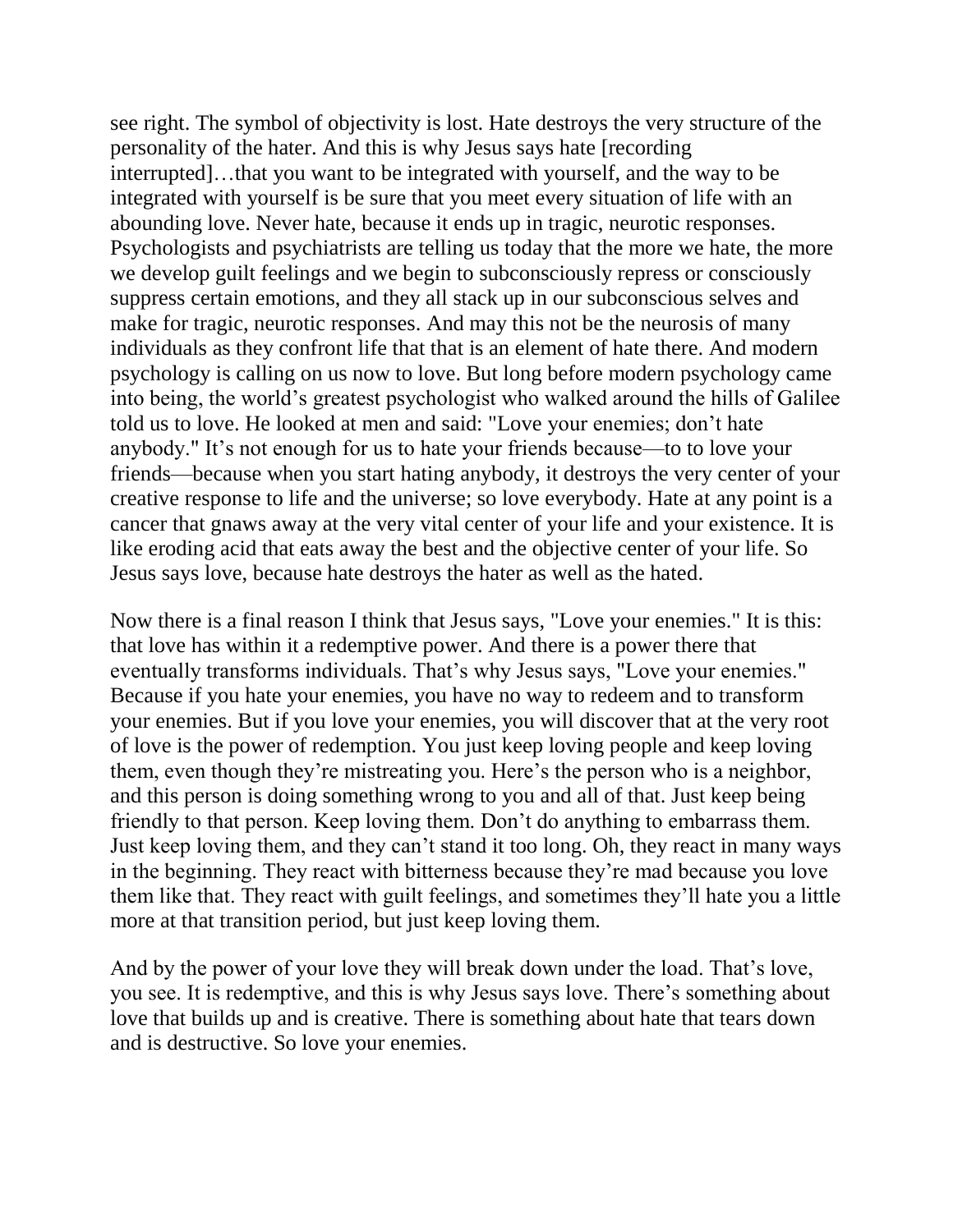see right. The symbol of objectivity is lost. Hate destroys the very structure of the personality of the hater. And this is why Jesus says hate [recording interrupted]…that you want to be integrated with yourself, and the way to be integrated with yourself is be sure that you meet every situation of life with an abounding love. Never hate, because it ends up in tragic, neurotic responses. Psychologists and psychiatrists are telling us today that the more we hate, the more we develop guilt feelings and we begin to subconsciously repress or consciously suppress certain emotions, and they all stack up in our subconscious selves and make for tragic, neurotic responses. And may this not be the neurosis of many individuals as they confront life that that is an element of hate there. And modern psychology is calling on us now to love. But long before modern psychology came into being, the world's greatest psychologist who walked around the hills of Galilee told us to love. He looked at men and said: "Love your enemies; don't hate anybody." It's not enough for us to hate your friends because—to to love your friends—because when you start hating anybody, it destroys the very center of your creative response to life and the universe; so love everybody. Hate at any point is a cancer that gnaws away at the very vital center of your life and your existence. It is like eroding acid that eats away the best and the objective center of your life. So Jesus says love, because hate destroys the hater as well as the hated.

Now there is a final reason I think that Jesus says, "Love your enemies." It is this: that love has within it a redemptive power. And there is a power there that eventually transforms individuals. That's why Jesus says, "Love your enemies." Because if you hate your enemies, you have no way to redeem and to transform your enemies. But if you love your enemies, you will discover that at the very root of love is the power of redemption. You just keep loving people and keep loving them, even though they're mistreating you. Here's the person who is a neighbor, and this person is doing something wrong to you and all of that. Just keep being friendly to that person. Keep loving them. Don't do anything to embarrass them. Just keep loving them, and they can't stand it too long. Oh, they react in many ways in the beginning. They react with bitterness because they're mad because you love them like that. They react with guilt feelings, and sometimes they'll hate you a little more at that transition period, but just keep loving them.

And by the power of your love they will break down under the load. That's love, you see. It is redemptive, and this is why Jesus says love. There's something about love that builds up and is creative. There is something about hate that tears down and is destructive. So love your enemies.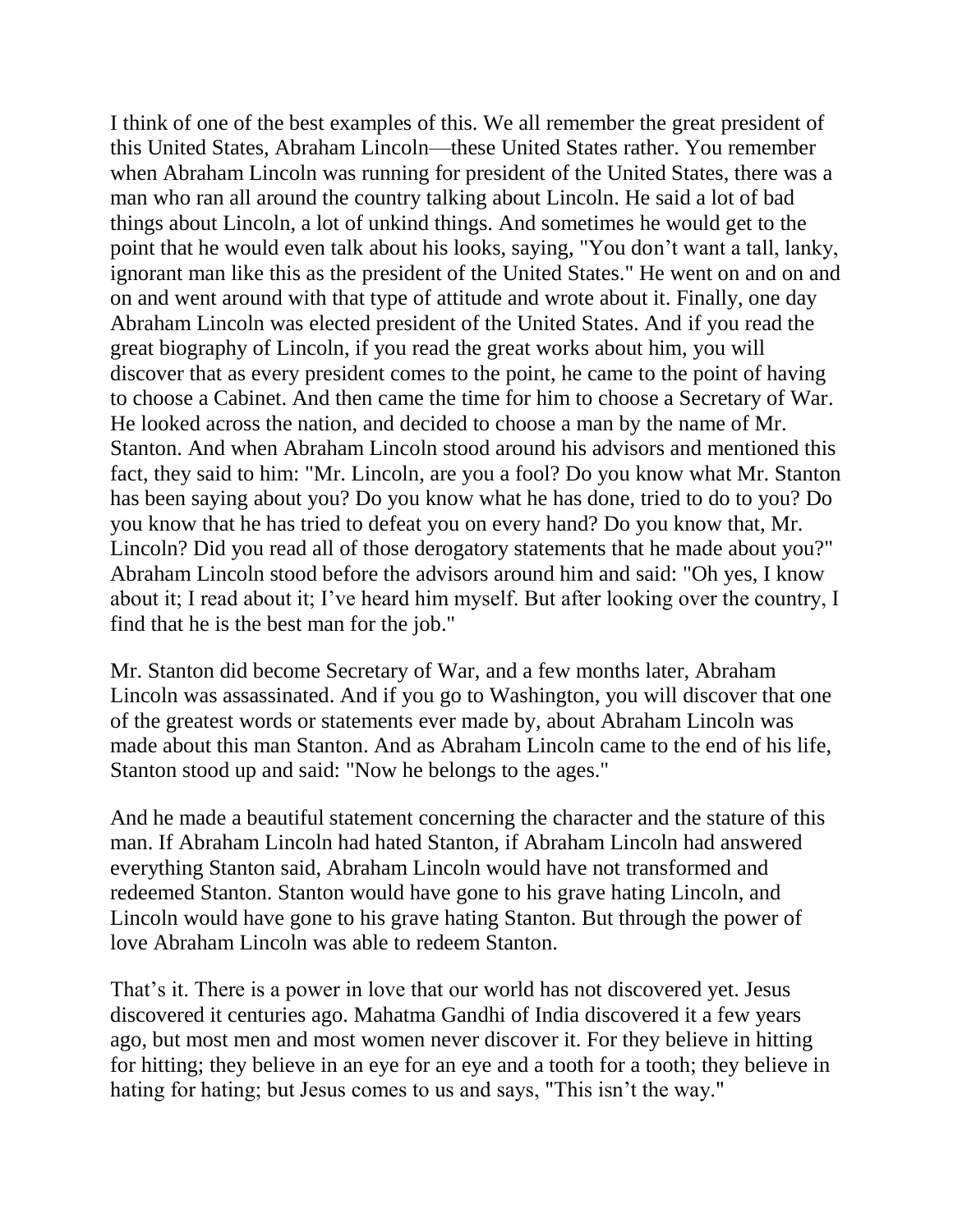I think of one of the best examples of this. We all remember the great president of this United States, Abraham Lincoln—these United States rather. You remember when Abraham Lincoln was running for president of the United States, there was a man who ran all around the country talking about Lincoln. He said a lot of bad things about Lincoln, a lot of unkind things. And sometimes he would get to the point that he would even talk about his looks, saying, "You don't want a tall, lanky, ignorant man like this as the president of the United States." He went on and on and on and went around with that type of attitude and wrote about it. Finally, one day Abraham Lincoln was elected president of the United States. And if you read the great biography of Lincoln, if you read the great works about him, you will discover that as every president comes to the point, he came to the point of having to choose a Cabinet. And then came the time for him to choose a Secretary of War. He looked across the nation, and decided to choose a man by the name of Mr. Stanton. And when Abraham Lincoln stood around his advisors and mentioned this fact, they said to him: "Mr. Lincoln, are you a fool? Do you know what Mr. Stanton has been saying about you? Do you know what he has done, tried to do to you? Do you know that he has tried to defeat you on every hand? Do you know that, Mr. Lincoln? Did you read all of those derogatory statements that he made about you?" Abraham Lincoln stood before the advisors around him and said: "Oh yes, I know about it; I read about it; I've heard him myself. But after looking over the country, I find that he is the best man for the job."

Mr. Stanton did become Secretary of War, and a few months later, Abraham Lincoln was assassinated. And if you go to Washington, you will discover that one of the greatest words or statements ever made by, about Abraham Lincoln was made about this man Stanton. And as Abraham Lincoln came to the end of his life, Stanton stood up and said: "Now he belongs to the ages."

And he made a beautiful statement concerning the character and the stature of this man. If Abraham Lincoln had hated Stanton, if Abraham Lincoln had answered everything Stanton said, Abraham Lincoln would have not transformed and redeemed Stanton. Stanton would have gone to his grave hating Lincoln, and Lincoln would have gone to his grave hating Stanton. But through the power of love Abraham Lincoln was able to redeem Stanton.

That's it. There is a power in love that our world has not discovered yet. Jesus discovered it centuries ago. Mahatma Gandhi of India discovered it a few years ago, but most men and most women never discover it. For they believe in hitting for hitting; they believe in an eye for an eye and a tooth for a tooth; they believe in hating for hating; but Jesus comes to us and says, "This isn't the way."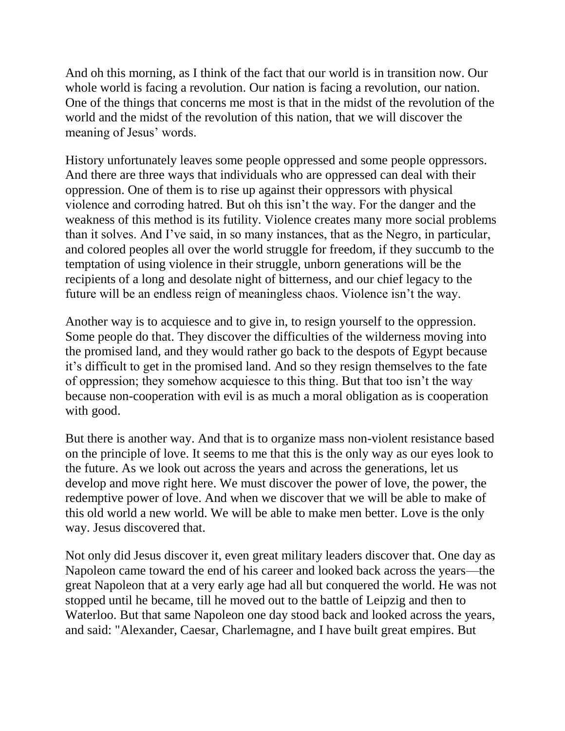And oh this morning, as I think of the fact that our world is in transition now. Our whole world is facing a revolution. Our nation is facing a revolution, our nation. One of the things that concerns me most is that in the midst of the revolution of the world and the midst of the revolution of this nation, that we will discover the meaning of Jesus' words.

History unfortunately leaves some people oppressed and some people oppressors. And there are three ways that individuals who are oppressed can deal with their oppression. One of them is to rise up against their oppressors with physical violence and corroding hatred. But oh this isn't the way. For the danger and the weakness of this method is its futility. Violence creates many more social problems than it solves. And I've said, in so many instances, that as the Negro, in particular, and colored peoples all over the world struggle for freedom, if they succumb to the temptation of using violence in their struggle, unborn generations will be the recipients of a long and desolate night of bitterness, and our chief legacy to the future will be an endless reign of meaningless chaos. Violence isn't the way.

Another way is to acquiesce and to give in, to resign yourself to the oppression. Some people do that. They discover the difficulties of the wilderness moving into the promised land, and they would rather go back to the despots of Egypt because it's difficult to get in the promised land. And so they resign themselves to the fate of oppression; they somehow acquiesce to this thing. But that too isn't the way because non-cooperation with evil is as much a moral obligation as is cooperation with good.

But there is another way. And that is to organize mass non-violent resistance based on the principle of love. It seems to me that this is the only way as our eyes look to the future. As we look out across the years and across the generations, let us develop and move right here. We must discover the power of love, the power, the redemptive power of love. And when we discover that we will be able to make of this old world a new world. We will be able to make men better. Love is the only way. Jesus discovered that.

Not only did Jesus discover it, even great military leaders discover that. One day as Napoleon came toward the end of his career and looked back across the years—the great Napoleon that at a very early age had all but conquered the world. He was not stopped until he became, till he moved out to the battle of Leipzig and then to Waterloo. But that same Napoleon one day stood back and looked across the years, and said: "Alexander, Caesar, Charlemagne, and I have built great empires. But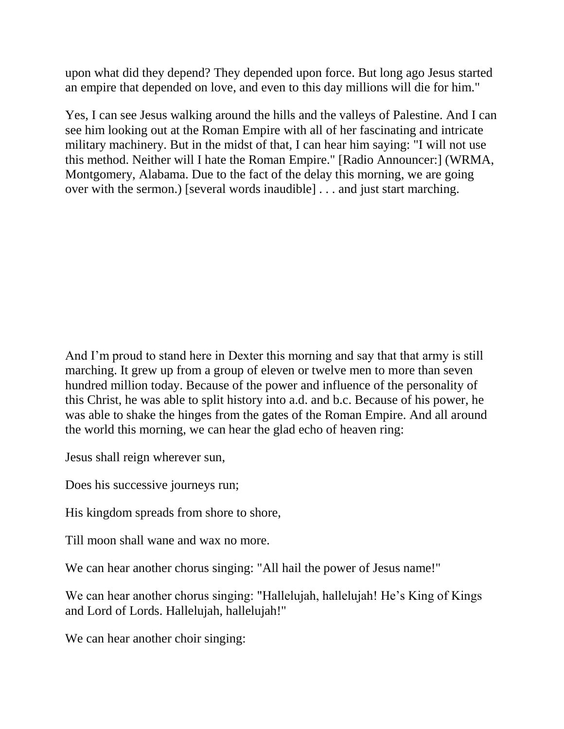upon what did they depend? They depended upon force. But long ago Jesus started an empire that depended on love, and even to this day millions will die for him."

Yes, I can see Jesus walking around the hills and the valleys of Palestine. And I can see him looking out at the Roman Empire with all of her fascinating and intricate military machinery. But in the midst of that, I can hear him saying: "I will not use this method. Neither will I hate the Roman Empire." [Radio Announcer:] (WRMA, Montgomery, Alabama. Due to the fact of the delay this morning, we are going over with the sermon.) [several words inaudible] . . . and just start marching.

And I'm proud to stand here in Dexter this morning and say that that army is still marching. It grew up from a group of eleven or twelve men to more than seven hundred million today. Because of the power and influence of the personality of this Christ, he was able to split history into a.d. and b.c. Because of his power, he was able to shake the hinges from the gates of the Roman Empire. And all around the world this morning, we can hear the glad echo of heaven ring:

Jesus shall reign wherever sun,

Does his successive journeys run;

His kingdom spreads from shore to shore,

Till moon shall wane and wax no more.

We can hear another chorus singing: "All hail the power of Jesus name!"

We can hear another chorus singing: "Hallelujah, hallelujah! He's King of Kings and Lord of Lords. Hallelujah, hallelujah!"

We can hear another choir singing: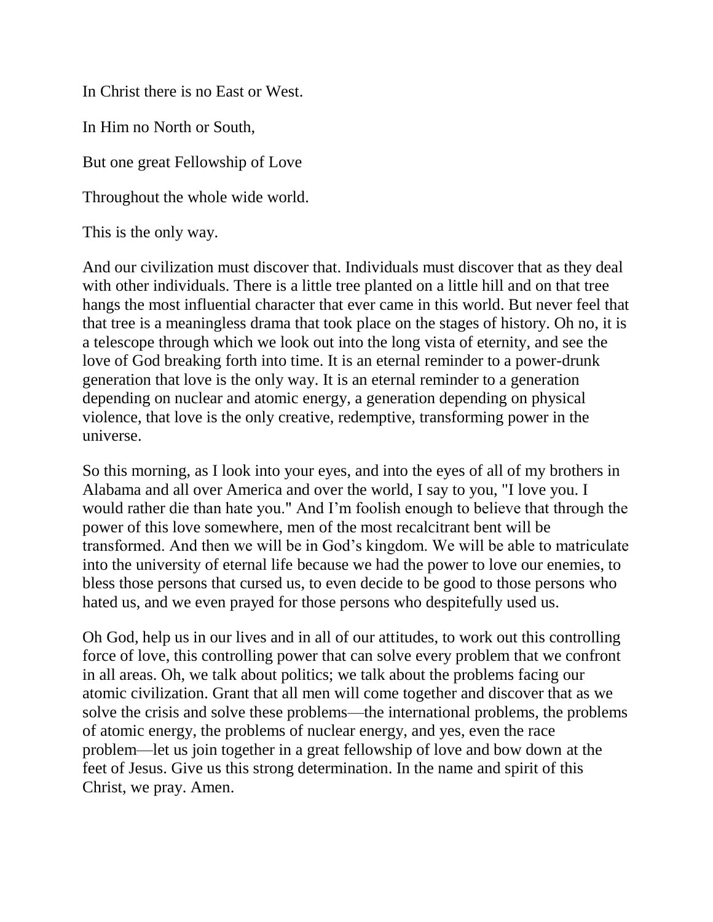In Christ there is no East or West.

In Him no North or South,

But one great Fellowship of Love

Throughout the whole wide world.

This is the only way.

And our civilization must discover that. Individuals must discover that as they deal with other individuals. There is a little tree planted on a little hill and on that tree hangs the most influential character that ever came in this world. But never feel that that tree is a meaningless drama that took place on the stages of history. Oh no, it is a telescope through which we look out into the long vista of eternity, and see the love of God breaking forth into time. It is an eternal reminder to a power-drunk generation that love is the only way. It is an eternal reminder to a generation depending on nuclear and atomic energy, a generation depending on physical violence, that love is the only creative, redemptive, transforming power in the universe.

So this morning, as I look into your eyes, and into the eyes of all of my brothers in Alabama and all over America and over the world, I say to you, "I love you. I would rather die than hate you." And I'm foolish enough to believe that through the power of this love somewhere, men of the most recalcitrant bent will be transformed. And then we will be in God's kingdom. We will be able to matriculate into the university of eternal life because we had the power to love our enemies, to bless those persons that cursed us, to even decide to be good to those persons who hated us, and we even prayed for those persons who despitefully used us.

Oh God, help us in our lives and in all of our attitudes, to work out this controlling force of love, this controlling power that can solve every problem that we confront in all areas. Oh, we talk about politics; we talk about the problems facing our atomic civilization. Grant that all men will come together and discover that as we solve the crisis and solve these problems—the international problems, the problems of atomic energy, the problems of nuclear energy, and yes, even the race problem—let us join together in a great fellowship of love and bow down at the feet of Jesus. Give us this strong determination. In the name and spirit of this Christ, we pray. Amen.